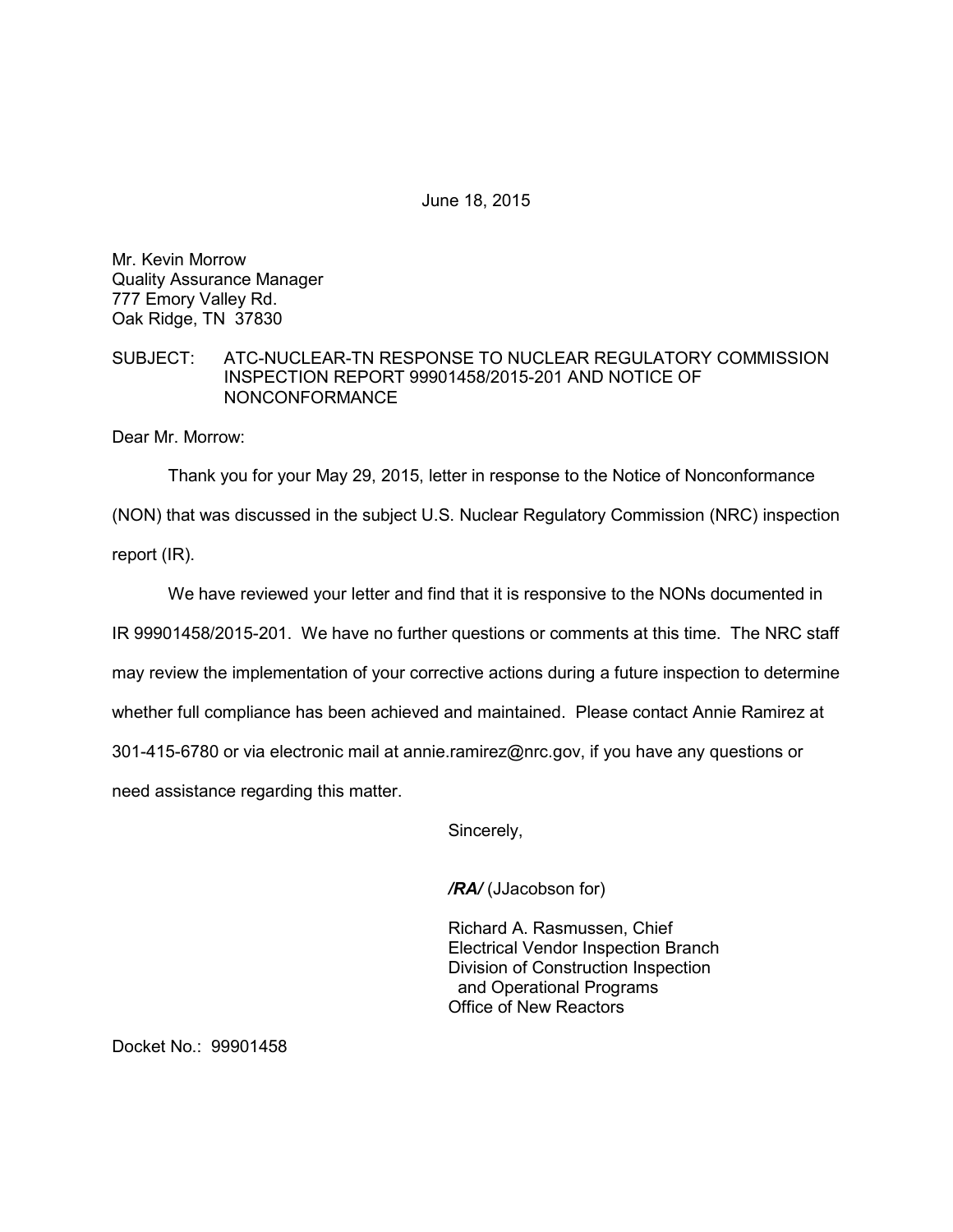June 18, 2015

Mr. Kevin Morrow
Quality Assurance Manager
777 Emory Valley Rd.
Oak Ridge, TN 37830

SUBJECT: ATC-NUCLEAR-TN RESPONSE TO NUCLEAR REGULATORY COMMISSION INSPECTION REPORT 99901458/2015-201 AND NOTICE OF NONCONFORMANCE

Dear Mr. Morrow:

Thank you for your May 29, 2015, letter in response to the Notice of Nonconformance (NON) that was discussed in the subject U.S. Nuclear Regulatory Commission (NRC) inspection report (IR).

We have reviewed your letter and find that it is responsive to the NONs documented in IR 99901458/2015-201. We have no further questions or comments at this time. The NRC staff may review the implementation of your corrective actions during a future inspection to determine whether full compliance has been achieved and maintained. Please contact Annie Ramirez at 301-415-6780 or via electronic mail at annie.ramirez@nrc.gov, if you have any questions or need assistance regarding this matter.

Sincerely,

***/RA/*** (JJacobson for)

Richard A. Rasmussen, Chief
Electrical Vendor Inspection Branch
Division of Construction Inspection
and Operational Programs
Office of New Reactors

Docket No.: 99901458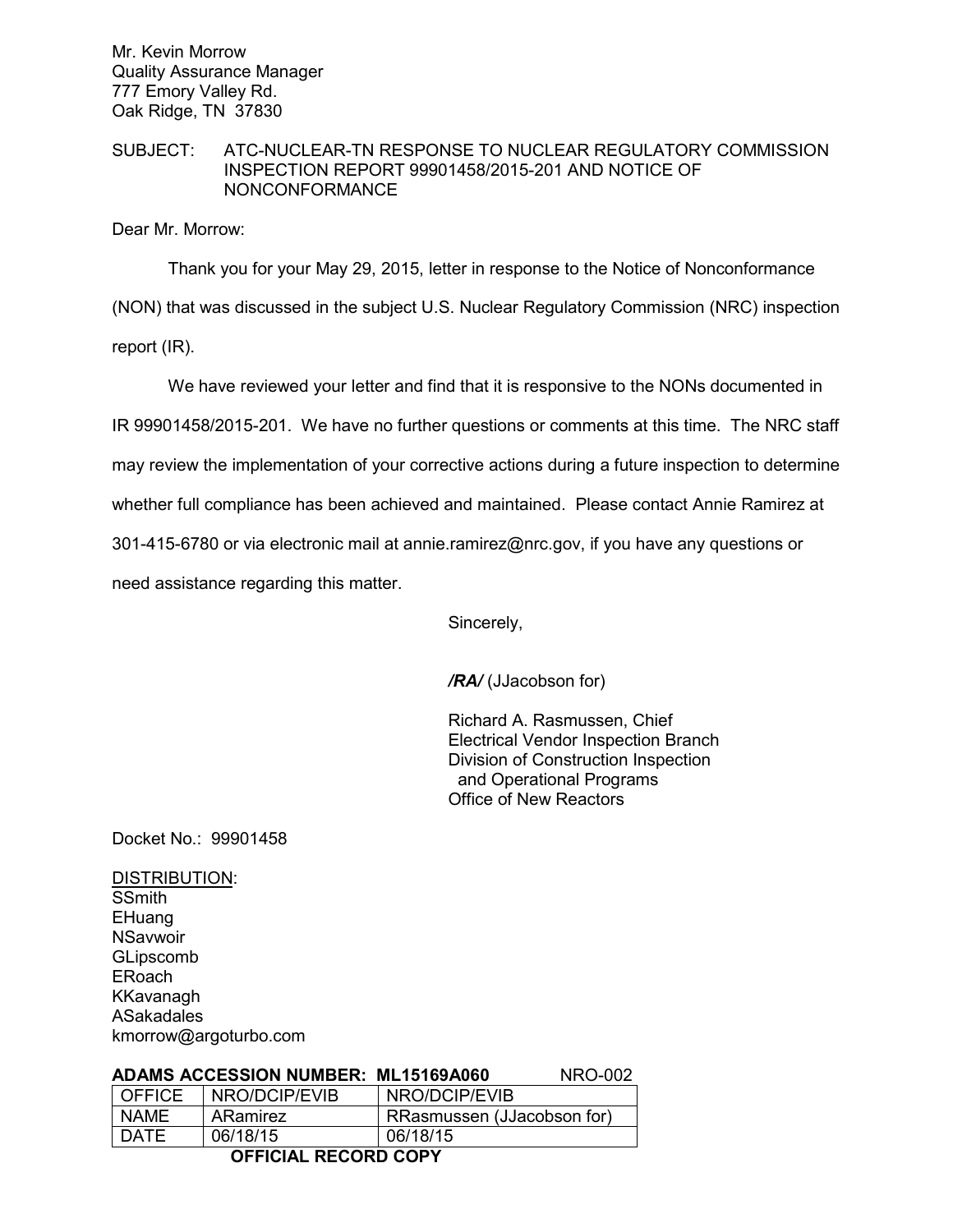Mr. Kevin Morrow
Quality Assurance Manager
777 Emory Valley Rd.
Oak Ridge, TN 37830

SUBJECT: ATC-NUCLEAR-TN RESPONSE TO NUCLEAR REGULATORY COMMISSION INSPECTION REPORT 99901458/2015-201 AND NOTICE OF NONCONFORMANCE

Dear Mr. Morrow:

Thank you for your May 29, 2015, letter in response to the Notice of Nonconformance (NON) that was discussed in the subject U.S. Nuclear Regulatory Commission (NRC) inspection report (IR).

We have reviewed your letter and find that it is responsive to the NONs documented in IR 99901458/2015-201. We have no further questions or comments at this time. The NRC staff may review the implementation of your corrective actions during a future inspection to determine whether full compliance has been achieved and maintained. Please contact Annie Ramirez at 301-415-6780 or via electronic mail at annie.ramirez@nrc.gov, if you have any questions or need assistance regarding this matter.

Sincerely,

***/RA/*** (JJacobson for)

Richard A. Rasmussen, Chief
Electrical Vendor Inspection Branch
Division of Construction Inspection
and Operational Programs
Office of New Reactors

Docket No.: 99901458

DISTRIBUTION:
SSmith
EHuang
NSavwoir
GLipscomb
ERoach
KKavanagh
ASakadales
kmorrow@argoturbo.com

**ADAMS ACCESSION NUMBER: ML15169A060** NRO-002

| | | |
|---|---|---|
| OFFICE | NRO/DCIP/EVIB | NRO/DCIP/EVIB |
| NAME | ARamirez | RRasmussen (JJacobson for) |
| DATE | 06/18/15 | 06/18/15 |

**OFFICIAL RECORD COPY**